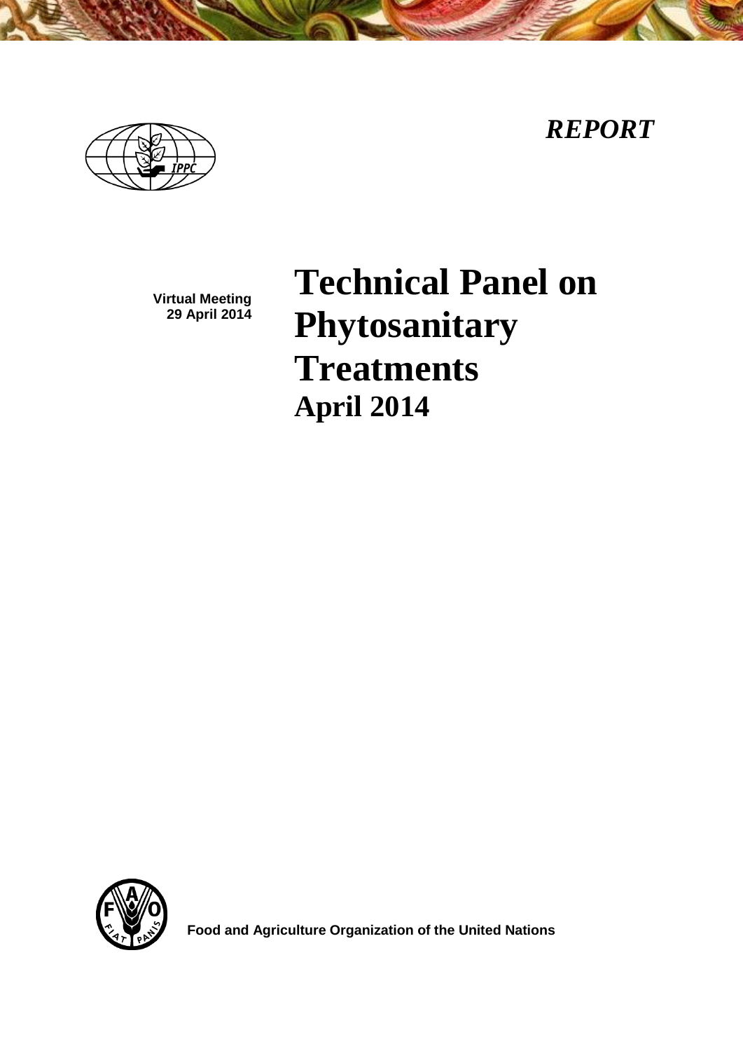*REPORT*

**Virtual Meeting**
**29 April 2014**

# Technical Panel on Phytosanitary Treatments

## April 2014

**Food and Agriculture Organization of the United Nations**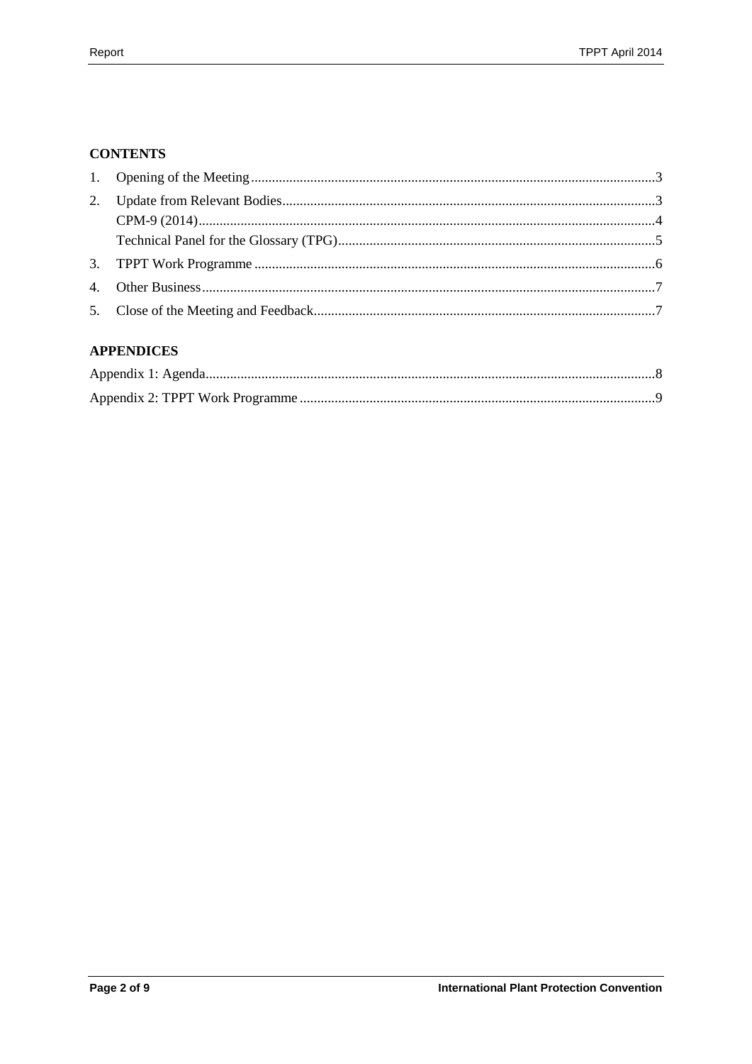**CONTENTS**

1. Opening of the Meeting ........................................................................................................................3
2. Update from Relevant Bodies................................................................................................................3
   CPM-9 (2014)..........................................................................................................................................4
   Technical Panel for the Glossary (TPG)...............................................................................................5
3. TPPT Work Programme .........................................................................................................................6
4. Other Business.........................................................................................................................................7
5. Close of the Meeting and Feedback......................................................................................................7

**APPENDICES**

Appendix 1: Agenda......................................................................................................................................8

Appendix 2: TPPT Work Programme .........................................................................................................9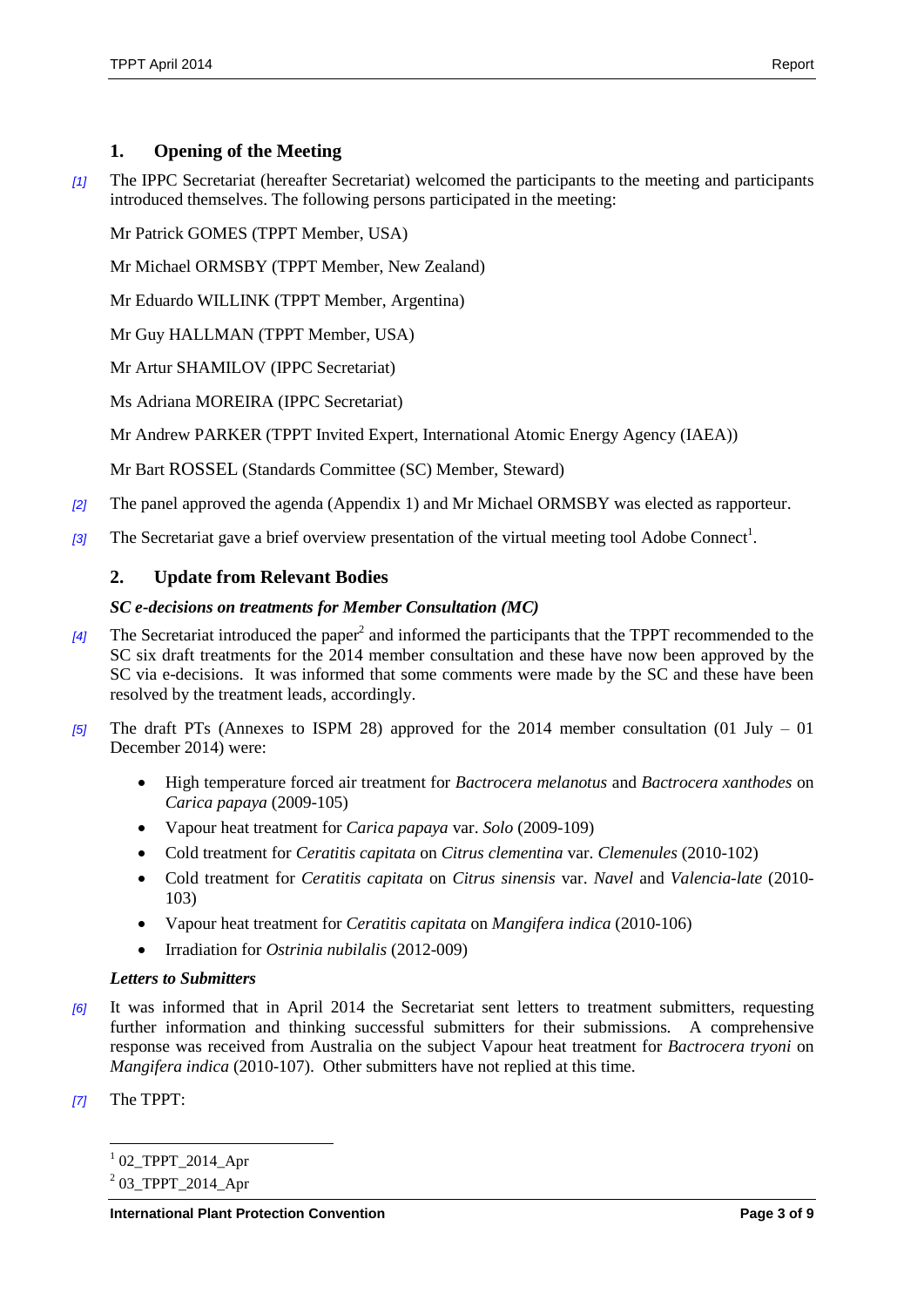## 1. Opening of the Meeting

*[1]* The IPPC Secretariat (hereafter Secretariat) welcomed the participants to the meeting and participants introduced themselves. The following persons participated in the meeting:

Mr Patrick GOMES (TPPT Member, USA)

Mr Michael ORMSBY (TPPT Member, New Zealand)

Mr Eduardo WILLINK (TPPT Member, Argentina)

Mr Guy HALLMAN (TPPT Member, USA)

Mr Artur SHAMILOV (IPPC Secretariat)

Ms Adriana MOREIRA (IPPC Secretariat)

Mr Andrew PARKER (TPPT Invited Expert, International Atomic Energy Agency (IAEA))

Mr Bart ROSSEL (Standards Committee (SC) Member, Steward)

*[2]* The panel approved the agenda (Appendix 1) and Mr Michael ORMSBY was elected as rapporteur.

*[3]* The Secretariat gave a brief overview presentation of the virtual meeting tool Adobe Connect[1].

## 2. Update from Relevant Bodies

### *SC e-decisions on treatments for Member Consultation (MC)*

*[4]* The Secretariat introduced the paper[2] and informed the participants that the TPPT recommended to the SC six draft treatments for the 2014 member consultation and these have now been approved by the SC via e-decisions. It was informed that some comments were made by the SC and these have been resolved by the treatment leads, accordingly.

*[5]* The draft PTs (Annexes to ISPM 28) approved for the 2014 member consultation (01 July – 01 December 2014) were:

- High temperature forced air treatment for *Bactrocera melanotus* and *Bactrocera xanthodes* on *Carica papaya* (2009-105)
- Vapour heat treatment for *Carica papaya* var. *Solo* (2009-109)
- Cold treatment for *Ceratitis capitata* on *Citrus clementina* var. *Clemenules* (2010-102)
- Cold treatment for *Ceratitis capitata* on *Citrus sinensis* var. *Navel* and *Valencia-late* (2010-103)
- Vapour heat treatment for *Ceratitis capitata* on *Mangifera indica* (2010-106)
- Irradiation for *Ostrinia nubilalis* (2012-009)

### *Letters to Submitters*

*[6]* It was informed that in April 2014 the Secretariat sent letters to treatment submitters, requesting further information and thinking successful submitters for their submissions. A comprehensive response was received from Australia on the subject Vapour heat treatment for *Bactrocera tryoni* on *Mangifera indica* (2010-107). Other submitters have not replied at this time.

*[7]* The TPPT:

[1] 02_TPPT_2014_Apr

[2] 03_TPPT_2014_Apr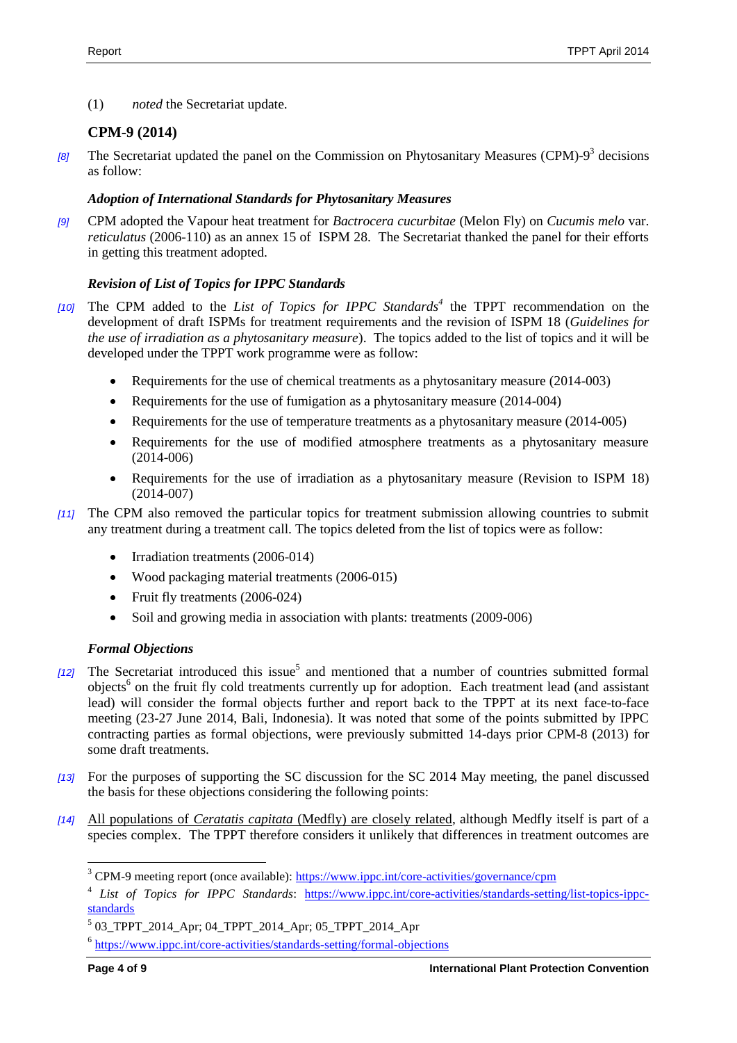(1) *noted* the Secretariat update.

### CPM-9 (2014)

*[8]* The Secretariat updated the panel on the Commission on Phytosanitary Measures (CPM)-9[3] decisions as follow:

#### *Adoption of International Standards for Phytosanitary Measures*

*[9]* CPM adopted the Vapour heat treatment for *Bactrocera cucurbitae* (Melon Fly) on *Cucumis melo* var. *reticulatus* (2006-110) as an annex 15 of ISPM 28. The Secretariat thanked the panel for their efforts in getting this treatment adopted.

#### *Revision of List of Topics for IPPC Standards*

*[10]* The CPM added to the *List of Topics for IPPC Standards*[4] the TPPT recommendation on the development of draft ISPMs for treatment requirements and the revision of ISPM 18 (*Guidelines for the use of irradiation as a phytosanitary measure*). The topics added to the list of topics and it will be developed under the TPPT work programme were as follow:

- Requirements for the use of chemical treatments as a phytosanitary measure (2014-003)
- Requirements for the use of fumigation as a phytosanitary measure (2014-004)
- Requirements for the use of temperature treatments as a phytosanitary measure (2014-005)
- Requirements for the use of modified atmosphere treatments as a phytosanitary measure (2014-006)
- Requirements for the use of irradiation as a phytosanitary measure (Revision to ISPM 18) (2014-007)

*[11]* The CPM also removed the particular topics for treatment submission allowing countries to submit any treatment during a treatment call. The topics deleted from the list of topics were as follow:

- Irradiation treatments (2006-014)
- Wood packaging material treatments (2006-015)
- Fruit fly treatments (2006-024)
- Soil and growing media in association with plants: treatments (2009-006)

#### *Formal Objections*

*[12]* The Secretariat introduced this issue[5] and mentioned that a number of countries submitted formal objects[6] on the fruit fly cold treatments currently up for adoption. Each treatment lead (and assistant lead) will consider the formal objects further and report back to the TPPT at its next face-to-face meeting (23-27 June 2014, Bali, Indonesia). It was noted that some of the points submitted by IPPC contracting parties as formal objections, were previously submitted 14-days prior CPM-8 (2013) for some draft treatments.

*[13]* For the purposes of supporting the SC discussion for the SC 2014 May meeting, the panel discussed the basis for these objections considering the following points:

*[14]* <u>All populations of *Ceratatis capitata* (Medfly) are closely related</u>, although Medfly itself is part of a species complex. The TPPT therefore considers it unlikely that differences in treatment outcomes are

---

[3] CPM-9 meeting report (once available): https://www.ippc.int/core-activities/governance/cpm

[4] *List of Topics for IPPC Standards*: https://www.ippc.int/core-activities/standards-setting/list-topics-ippc-standards

[5] 03_TPPT_2014_Apr; 04_TPPT_2014_Apr; 05_TPPT_2014_Apr

[6] https://www.ippc.int/core-activities/standards-setting/formal-objections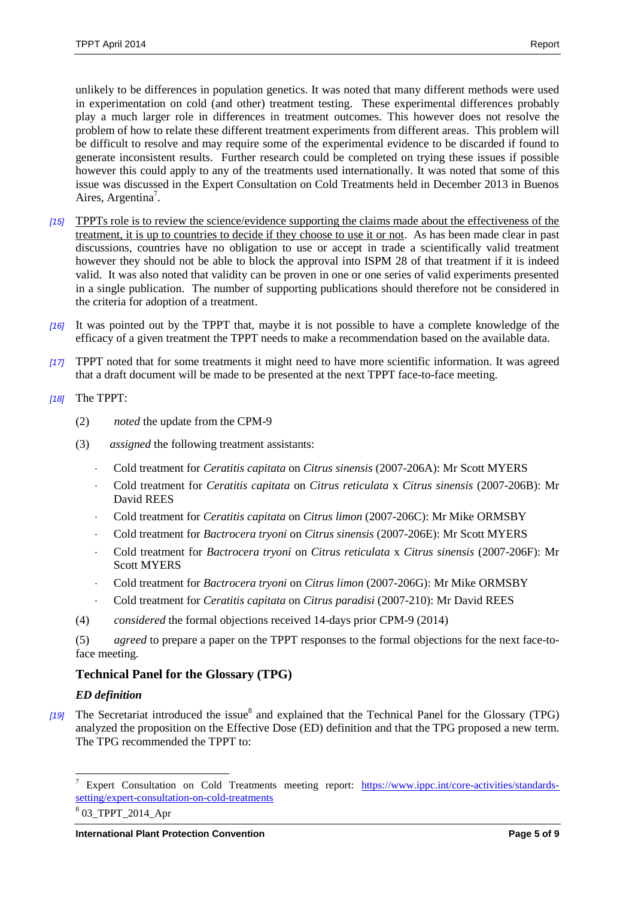unlikely to be differences in population genetics. It was noted that many different methods were used in experimentation on cold (and other) treatment testing. These experimental differences probably play a much larger role in differences in treatment outcomes. This however does not resolve the problem of how to relate these different treatment experiments from different areas. This problem will be difficult to resolve and may require some of the experimental evidence to be discarded if found to generate inconsistent results. Further research could be completed on trying these issues if possible however this could apply to any of the treatments used internationally. It was noted that some of this issue was discussed in the Expert Consultation on Cold Treatments held in December 2013 in Buenos Aires, Argentina[7].

*[15]* TPPTs role is to review the science/evidence supporting the claims made about the effectiveness of the treatment, it is up to countries to decide if they choose to use it or not. As has been made clear in past discussions, countries have no obligation to use or accept in trade a scientifically valid treatment however they should not be able to block the approval into ISPM 28 of that treatment if it is indeed valid. It was also noted that validity can be proven in one or one series of valid experiments presented in a single publication. The number of supporting publications should therefore not be considered in the criteria for adoption of a treatment.

*[16]* It was pointed out by the TPPT that, maybe it is not possible to have a complete knowledge of the efficacy of a given treatment the TPPT needs to make a recommendation based on the available data.

*[17]* TPPT noted that for some treatments it might need to have more scientific information. It was agreed that a draft document will be made to be presented at the next TPPT face-to-face meeting.

*[18]* The TPPT:

(2) *noted* the update from the CPM-9

(3) *assigned* the following treatment assistants:

- Cold treatment for *Ceratitis capitata* on *Citrus sinensis* (2007-206A): Mr Scott MYERS
- Cold treatment for *Ceratitis capitata* on *Citrus reticulata* x *Citrus sinensis* (2007-206B): Mr David REES
- Cold treatment for *Ceratitis capitata* on *Citrus limon* (2007-206C): Mr Mike ORMSBY
- Cold treatment for *Bactrocera tryoni* on *Citrus sinensis* (2007-206E): Mr Scott MYERS
- Cold treatment for *Bactrocera tryoni* on *Citrus reticulata* x *Citrus sinensis* (2007-206F): Mr Scott MYERS
- Cold treatment for *Bactrocera tryoni* on *Citrus limon* (2007-206G): Mr Mike ORMSBY
- Cold treatment for *Ceratitis capitata* on *Citrus paradisi* (2007-210): Mr David REES

(4) *considered* the formal objections received 14-days prior CPM-9 (2014)

(5) *agreed* to prepare a paper on the TPPT responses to the formal objections for the next face-to-face meeting.

## Technical Panel for the Glossary (TPG)

### *ED definition*

*[19]* The Secretariat introduced the issue[8] and explained that the Technical Panel for the Glossary (TPG) analyzed the proposition on the Effective Dose (ED) definition and that the TPG proposed a new term. The TPG recommended the TPPT to:

---

[7] Expert Consultation on Cold Treatments meeting report: https://www.ippc.int/core-activities/standards-setting/expert-consultation-on-cold-treatments

[8] 03_TPPT_2014_Apr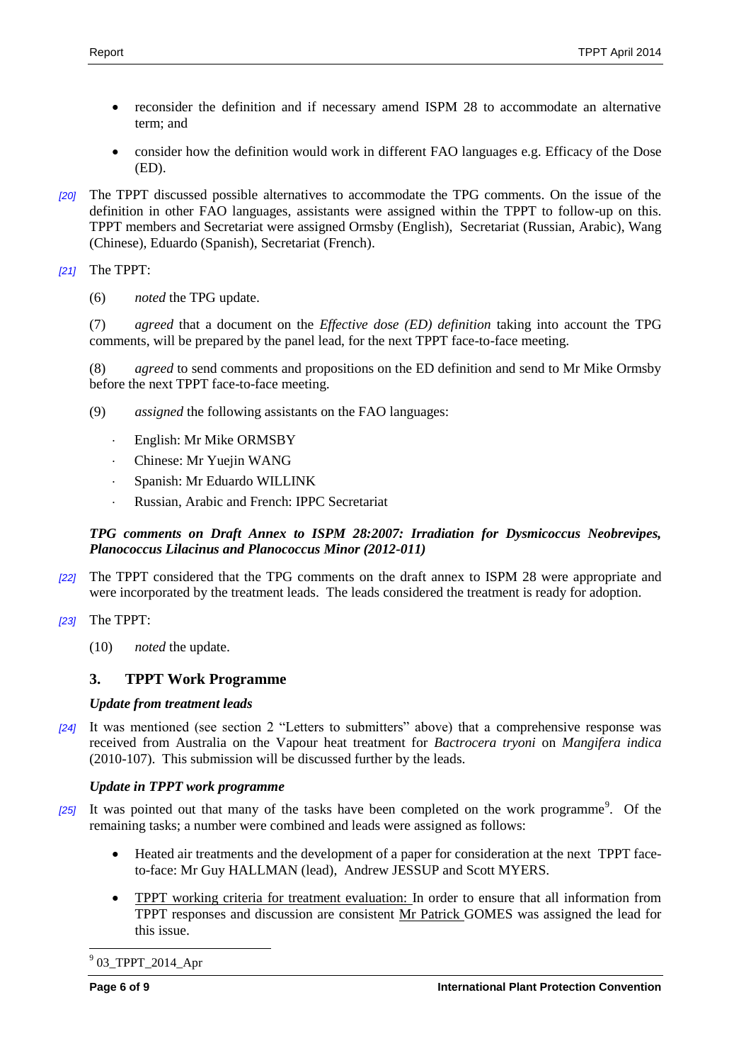- reconsider the definition and if necessary amend ISPM 28 to accommodate an alternative term; and
- consider how the definition would work in different FAO languages e.g. Efficacy of the Dose (ED).

*[20]* The TPPT discussed possible alternatives to accommodate the TPG comments. On the issue of the definition in other FAO languages, assistants were assigned within the TPPT to follow-up on this. TPPT members and Secretariat were assigned Ormsby (English), Secretariat (Russian, Arabic), Wang (Chinese), Eduardo (Spanish), Secretariat (French).

*[21]* The TPPT:

(6) *noted* the TPG update.

(7) *agreed* that a document on the *Effective dose (ED) definition* taking into account the TPG comments, will be prepared by the panel lead, for the next TPPT face-to-face meeting.

(8) *agreed* to send comments and propositions on the ED definition and send to Mr Mike Ormsby before the next TPPT face-to-face meeting.

(9) *assigned* the following assistants on the FAO languages:

- English: Mr Mike ORMSBY
- Chinese: Mr Yuejin WANG
- Spanish: Mr Eduardo WILLINK
- Russian, Arabic and French: IPPC Secretariat

***TPG comments on Draft Annex to ISPM 28:2007: Irradiation for Dysmicoccus Neobrevipes, Planococcus Lilacinus and Planococcus Minor (2012-011)***

*[22]* The TPPT considered that the TPG comments on the draft annex to ISPM 28 were appropriate and were incorporated by the treatment leads. The leads considered the treatment is ready for adoption.

*[23]* The TPPT:

(10) *noted* the update.

## 3. TPPT Work Programme

***Update from treatment leads***

*[24]* It was mentioned (see section 2 "Letters to submitters" above) that a comprehensive response was received from Australia on the Vapour heat treatment for *Bactrocera tryoni* on *Mangifera indica* (2010-107). This submission will be discussed further by the leads.

***Update in TPPT work programme***

*[25]* It was pointed out that many of the tasks have been completed on the work programme[9]. Of the remaining tasks; a number were combined and leads were assigned as follows:

- Heated air treatments and the development of a paper for consideration at the next TPPT face-to-face: Mr Guy HALLMAN (lead), Andrew JESSUP and Scott MYERS.
- TPPT working criteria for treatment evaluation: In order to ensure that all information from TPPT responses and discussion are consistent Mr Patrick GOMES was assigned the lead for this issue.

[9] 03_TPPT_2014_Apr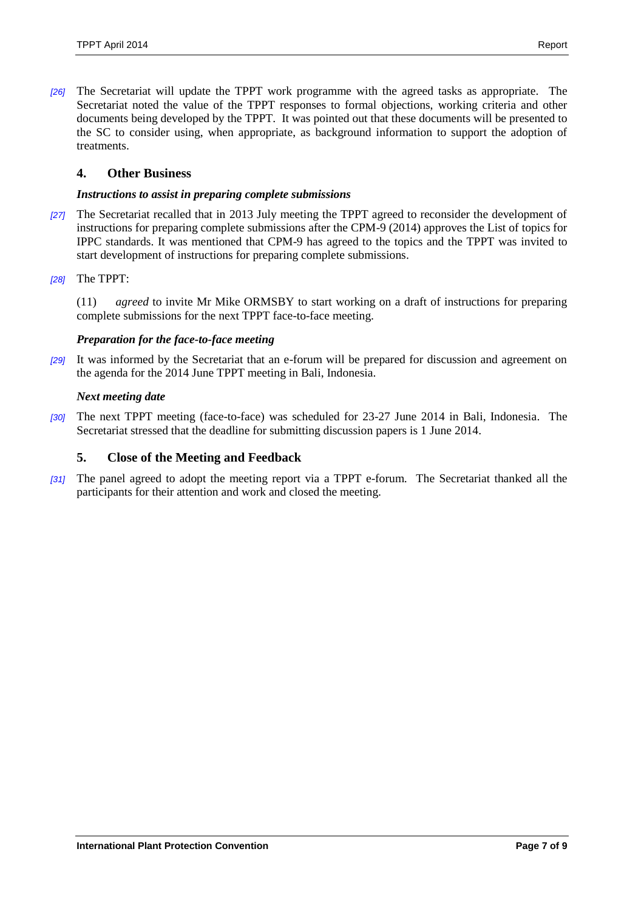*[26]* The Secretariat will update the TPPT work programme with the agreed tasks as appropriate. The Secretariat noted the value of the TPPT responses to formal objections, working criteria and other documents being developed by the TPPT. It was pointed out that these documents will be presented to the SC to consider using, when appropriate, as background information to support the adoption of treatments.

## 4. Other Business

***Instructions to assist in preparing complete submissions***

*[27]* The Secretariat recalled that in 2013 July meeting the TPPT agreed to reconsider the development of instructions for preparing complete submissions after the CPM-9 (2014) approves the List of topics for IPPC standards. It was mentioned that CPM-9 has agreed to the topics and the TPPT was invited to start development of instructions for preparing complete submissions.

*[28]* The TPPT:

(11) *agreed* to invite Mr Mike ORMSBY to start working on a draft of instructions for preparing complete submissions for the next TPPT face-to-face meeting.

***Preparation for the face-to-face meeting***

*[29]* It was informed by the Secretariat that an e-forum will be prepared for discussion and agreement on the agenda for the 2014 June TPPT meeting in Bali, Indonesia.

***Next meeting date***

*[30]* The next TPPT meeting (face-to-face) was scheduled for 23-27 June 2014 in Bali, Indonesia. The Secretariat stressed that the deadline for submitting discussion papers is 1 June 2014.

## 5. Close of the Meeting and Feedback

*[31]* The panel agreed to adopt the meeting report via a TPPT e-forum. The Secretariat thanked all the participants for their attention and work and closed the meeting.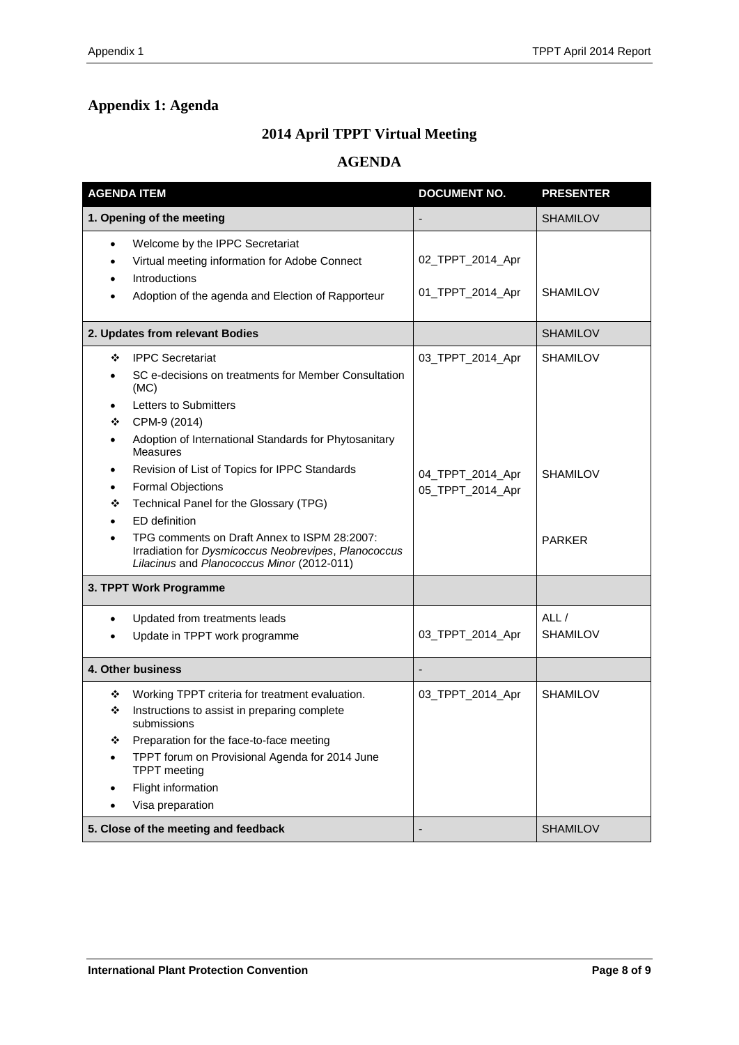## Appendix 1: Agenda

### 2014 April TPPT Virtual Meeting

### AGENDA

| AGENDA ITEM | DOCUMENT NO. | PRESENTER |
|---|---|---|
| **1. Opening of the meeting** | - | SHAMILOV |
| • Welcome by the IPPC Secretariat<br>• Virtual meeting information for Adobe Connect<br>• Introductions<br>• Adoption of the agenda and Election of Rapporteur | 02_TPPT_2014_Apr<br>01_TPPT_2014_Apr | SHAMILOV |
| **2. Updates from relevant Bodies** | | SHAMILOV |
| ❖ IPPC Secretariat<br>• SC e-decisions on treatments for Member Consultation (MC)<br>• Letters to Submitters<br>❖ CPM-9 (2014)<br>• Adoption of International Standards for Phytosanitary Measures<br>• Revision of List of Topics for IPPC Standards<br>• Formal Objections<br>❖ Technical Panel for the Glossary (TPG)<br>• ED definition<br>• TPG comments on Draft Annex to ISPM 28:2007: Irradiation for *Dysmicoccus Neobrevipes*, *Planococcus Lilacinus* and *Planococcus Minor* (2012-011) | 03_TPPT_2014_Apr<br>04_TPPT_2014_Apr<br>05_TPPT_2014_Apr | SHAMILOV<br>SHAMILOV<br>PARKER |
| **3. TPPT Work Programme** | | |
| • Updated from treatments leads<br>• Update in TPPT work programme | 03_TPPT_2014_Apr | ALL / SHAMILOV |
| **4. Other business** | - | |
| ❖ Working TPPT criteria for treatment evaluation.<br>❖ Instructions to assist in preparing complete submissions<br>❖ Preparation for the face-to-face meeting<br>• TPPT forum on Provisional Agenda for 2014 June TPPT meeting<br>• Flight information<br>• Visa preparation | 03_TPPT_2014_Apr | SHAMILOV |
| **5. Close of the meeting and feedback** | - | SHAMILOV |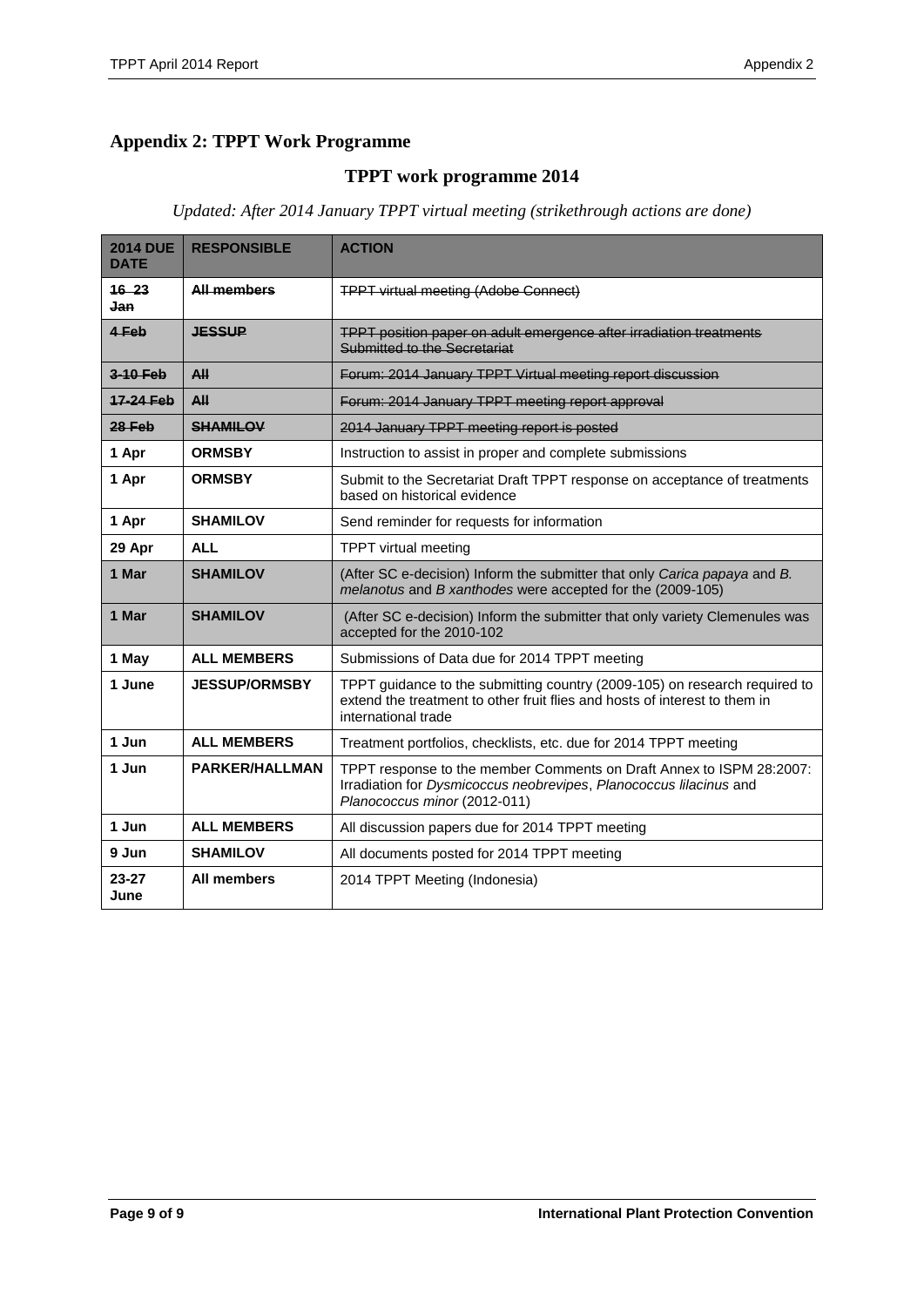## Appendix 2: TPPT Work Programme

### TPPT work programme 2014

*Updated: After 2014 January TPPT virtual meeting (strikethrough actions are done)*

| 2014 DUE DATE | RESPONSIBLE | ACTION |
|---|---|---|
| ~~16–23 Jan~~ | ~~All members~~ | ~~TPPT virtual meeting (Adobe Connect)~~ |
| ~~4 Feb~~ | ~~JESSUP~~ | ~~TPPT position paper on adult emergence after irradiation treatments Submitted to the Secretariat~~ |
| ~~3-10 Feb~~ | ~~All~~ | ~~Forum: 2014 January TPPT Virtual meeting report discussion~~ |
| ~~17-24 Feb~~ | ~~All~~ | ~~Forum: 2014 January TPPT meeting report approval~~ |
| ~~28 Feb~~ | ~~SHAMILOV~~ | ~~2014 January TPPT meeting report is posted~~ |
| **1 Apr** | **ORMSBY** | Instruction to assist in proper and complete submissions |
| **1 Apr** | **ORMSBY** | Submit to the Secretariat Draft TPPT response on acceptance of treatments based on historical evidence |
| **1 Apr** | **SHAMILOV** | Send reminder for requests for information |
| **29 Apr** | **ALL** | TPPT virtual meeting |
| **1 Mar** | **SHAMILOV** | (After SC e-decision) Inform the submitter that only *Carica papaya* and *B. melanotus* and *B xanthodes* were accepted for the (2009-105) |
| **1 Mar** | **SHAMILOV** | (After SC e-decision) Inform the submitter that only variety Clemenules was accepted for the 2010-102 |
| **1 May** | **ALL MEMBERS** | Submissions of Data due for 2014 TPPT meeting |
| **1 June** | **JESSUP/ORMSBY** | TPPT guidance to the submitting country (2009-105) on research required to extend the treatment to other fruit flies and hosts of interest to them in international trade |
| **1 Jun** | **ALL MEMBERS** | Treatment portfolios, checklists, etc. due for 2014 TPPT meeting |
| **1 Jun** | **PARKER/HALLMAN** | TPPT response to the member Comments on Draft Annex to ISPM 28:2007: Irradiation for *Dysmicoccus neobrevipes*, *Planococcus lilacinus* and *Planococcus minor* (2012-011) |
| **1 Jun** | **ALL MEMBERS** | All discussion papers due for 2014 TPPT meeting |
| **9 Jun** | **SHAMILOV** | All documents posted for 2014 TPPT meeting |
| **23-27 June** | **All members** | 2014 TPPT Meeting (Indonesia) |